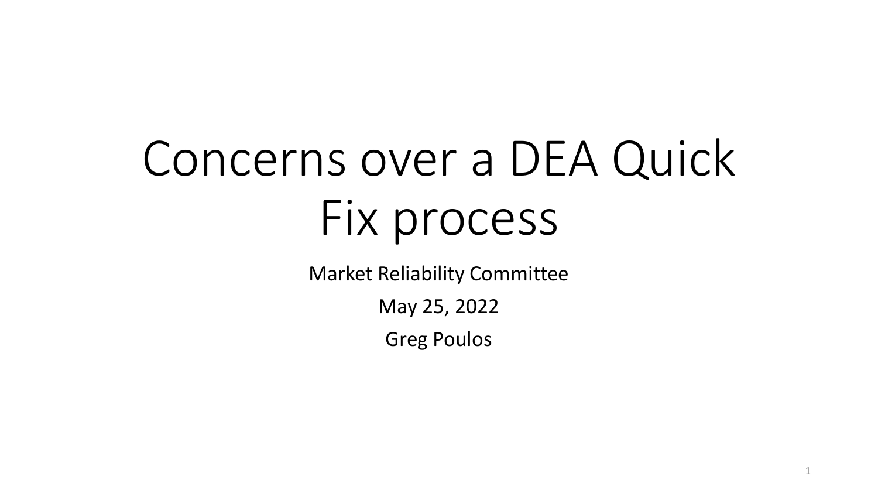# Concerns over a DEA Quick Fix process

Market Reliability Committee

May 25, 2022

Greg Poulos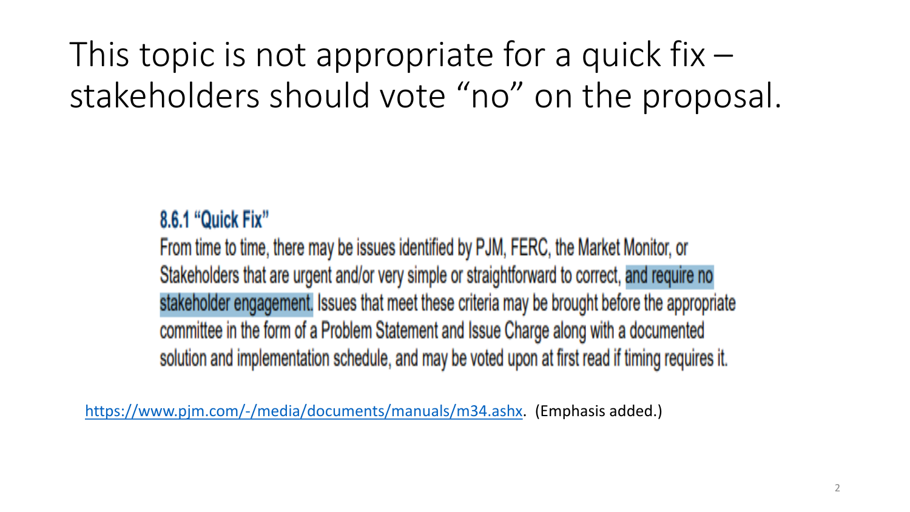# This topic is not appropriate for a quick fix – stakeholders should vote "no" on the proposal.

> **8.6.1 "Quick Fix"**
>
> From time to time, there may be issues identified by PJM, FERC, the Market Monitor, or Stakeholders that are urgent and/or very simple or straightforward to correct, **and require no stakeholder engagement.** Issues that meet these criteria may be brought before the appropriate committee in the form of a Problem Statement and Issue Charge along with a documented solution and implementation schedule, and may be voted upon at first read if timing requires it.

https://www.pjm.com/-/media/documents/manuals/m34.ashx. (Emphasis added.)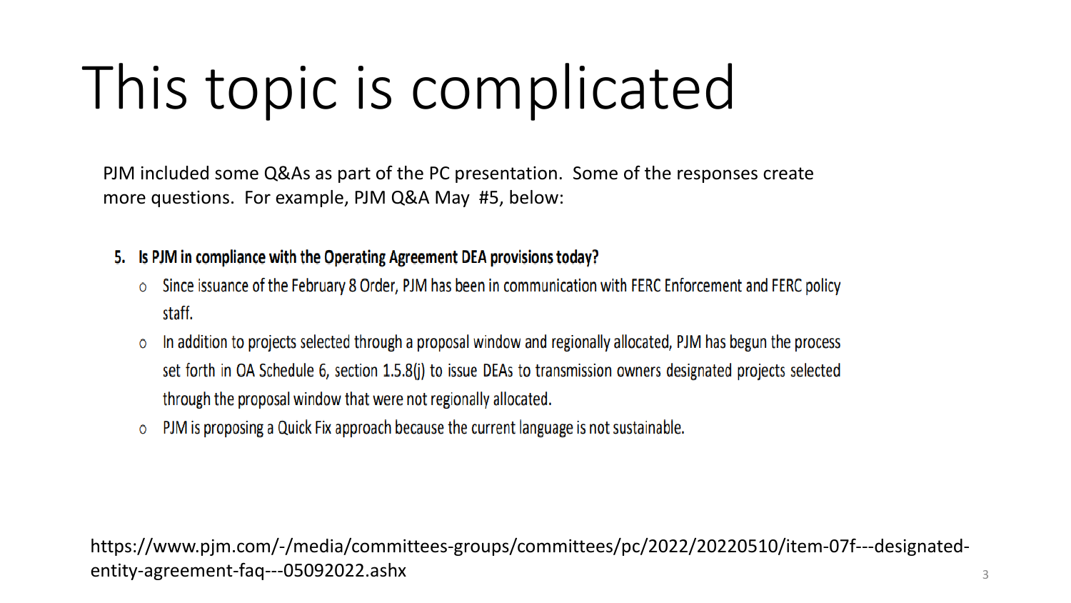# This topic is complicated

PJM included some Q&As as part of the PC presentation. Some of the responses create more questions. For example, PJM Q&A May #5, below:

**5. Is PJM in compliance with the Operating Agreement DEA provisions today?**

- Since issuance of the February 8 Order, PJM has been in communication with FERC Enforcement and FERC policy staff.
- In addition to projects selected through a proposal window and regionally allocated, PJM has begun the process set forth in OA Schedule 6, section 1.5.8(j) to issue DEAs to transmission owners designated projects selected through the proposal window that were not regionally allocated.
- PJM is proposing a Quick Fix approach because the current language is not sustainable.

https://www.pjm.com/-/media/committees-groups/committees/pc/2022/20220510/item-07f---designated-entity-agreement-faq---05092022.ashx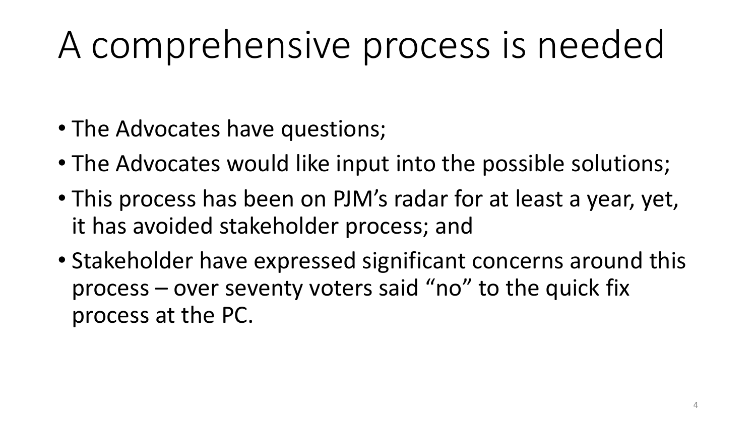# A comprehensive process is needed

- The Advocates have questions;
- The Advocates would like input into the possible solutions;
- This process has been on PJM's radar for at least a year, yet, it has avoided stakeholder process; and
- Stakeholder have expressed significant concerns around this process – over seventy voters said "no" to the quick fix process at the PC.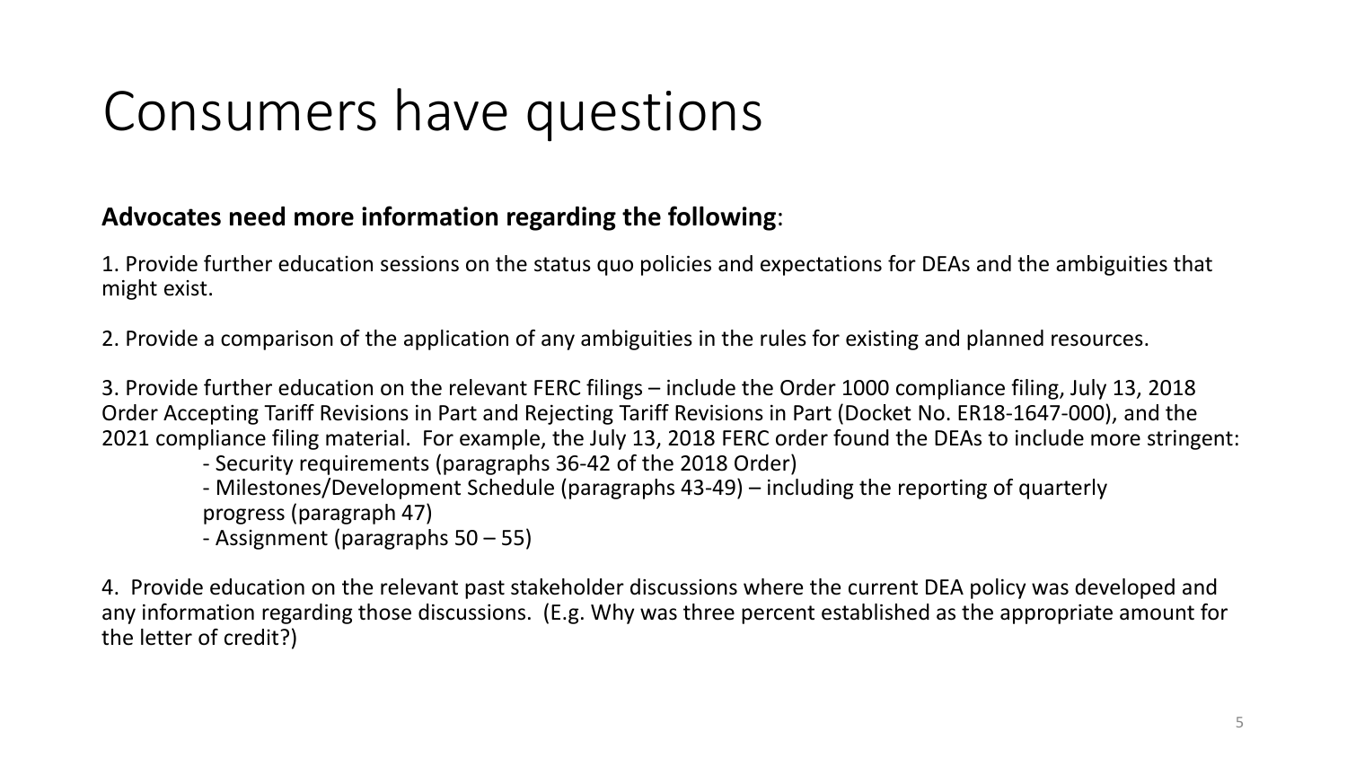# Consumers have questions

**Advocates need more information regarding the following**:

1. Provide further education sessions on the status quo policies and expectations for DEAs and the ambiguities that might exist.

2. Provide a comparison of the application of any ambiguities in the rules for existing and planned resources.

3. Provide further education on the relevant FERC filings – include the Order 1000 compliance filing, July 13, 2018 Order Accepting Tariff Revisions in Part and Rejecting Tariff Revisions in Part (Docket No. ER18-1647-000), and the 2021 compliance filing material. For example, the July 13, 2018 FERC order found the DEAs to include more stringent:
   - Security requirements (paragraphs 36-42 of the 2018 Order)
   - Milestones/Development Schedule (paragraphs 43-49) – including the reporting of quarterly progress (paragraph 47)
   - Assignment (paragraphs 50 – 55)

4. Provide education on the relevant past stakeholder discussions where the current DEA policy was developed and any information regarding those discussions. (E.g. Why was three percent established as the appropriate amount for the letter of credit?)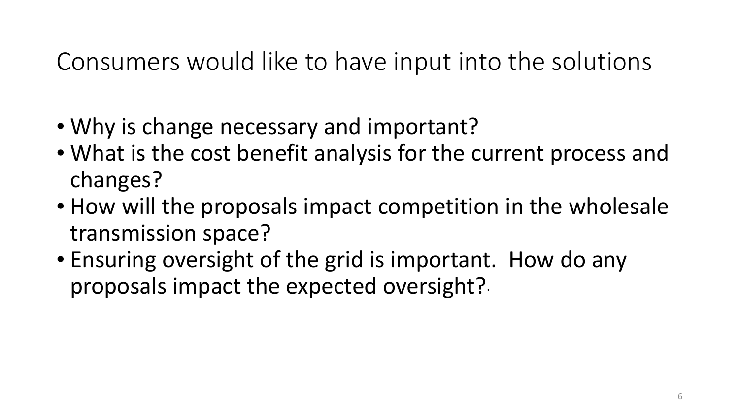# Consumers would like to have input into the solutions

- Why is change necessary and important?
- What is the cost benefit analysis for the current process and changes?
- How will the proposals impact competition in the wholesale transmission space?
- Ensuring oversight of the grid is important. How do any proposals impact the expected oversight?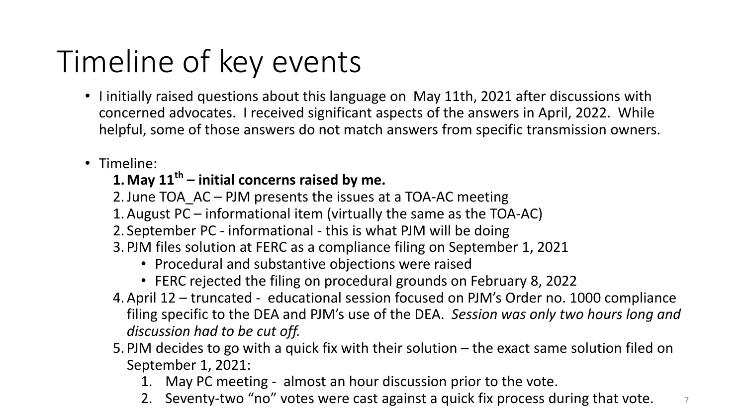# Timeline of key events

- I initially raised questions about this language on May 11th, 2021 after discussions with concerned advocates. I received significant aspects of the answers in April, 2022. While helpful, some of those answers do not match answers from specific transmission owners.

- Timeline:
  1. **May 11th – initial concerns raised by me.**
  2. June TOA_AC – PJM presents the issues at a TOA-AC meeting
  1. August PC – informational item (virtually the same as the TOA-AC)
  2. September PC - informational - this is what PJM will be doing
  3. PJM files solution at FERC as a compliance filing on September 1, 2021
     - Procedural and substantive objections were raised
     - FERC rejected the filing on procedural grounds on February 8, 2022
  4. April 12 – truncated - educational session focused on PJM's Order no. 1000 compliance filing specific to the DEA and PJM's use of the DEA. *Session was only two hours long and discussion had to be cut off.*
  5. PJM decides to go with a quick fix with their solution – the exact same solution filed on September 1, 2021:
     1. May PC meeting - almost an hour discussion prior to the vote.
     2. Seventy-two "no" votes were cast against a quick fix process during that vote.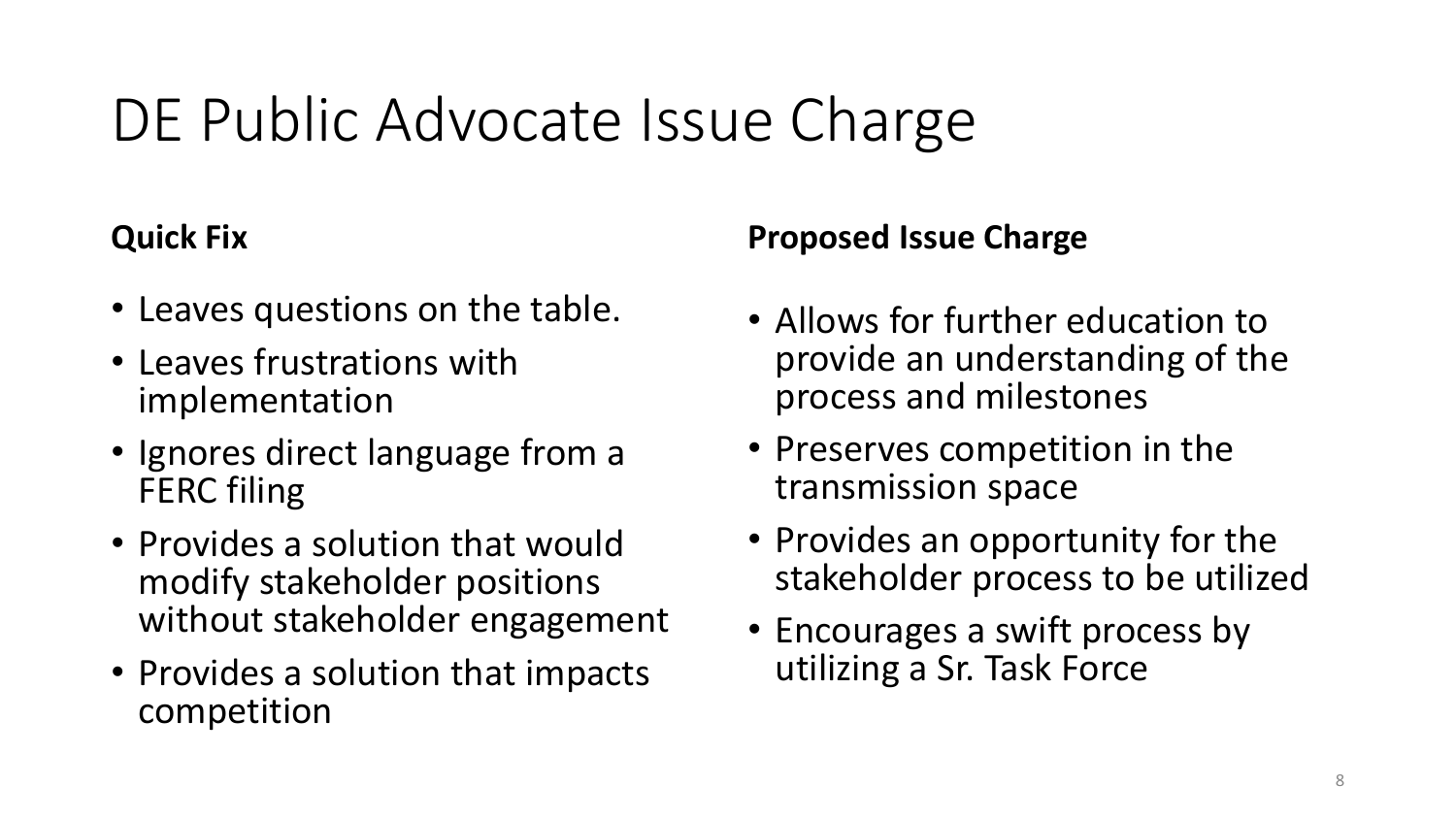# DE Public Advocate Issue Charge

**Quick Fix**

- Leaves questions on the table.
- Leaves frustrations with implementation
- Ignores direct language from a FERC filing
- Provides a solution that would modify stakeholder positions without stakeholder engagement
- Provides a solution that impacts competition

**Proposed Issue Charge**

- Allows for further education to provide an understanding of the process and milestones
- Preserves competition in the transmission space
- Provides an opportunity for the stakeholder process to be utilized
- Encourages a swift process by utilizing a Sr. Task Force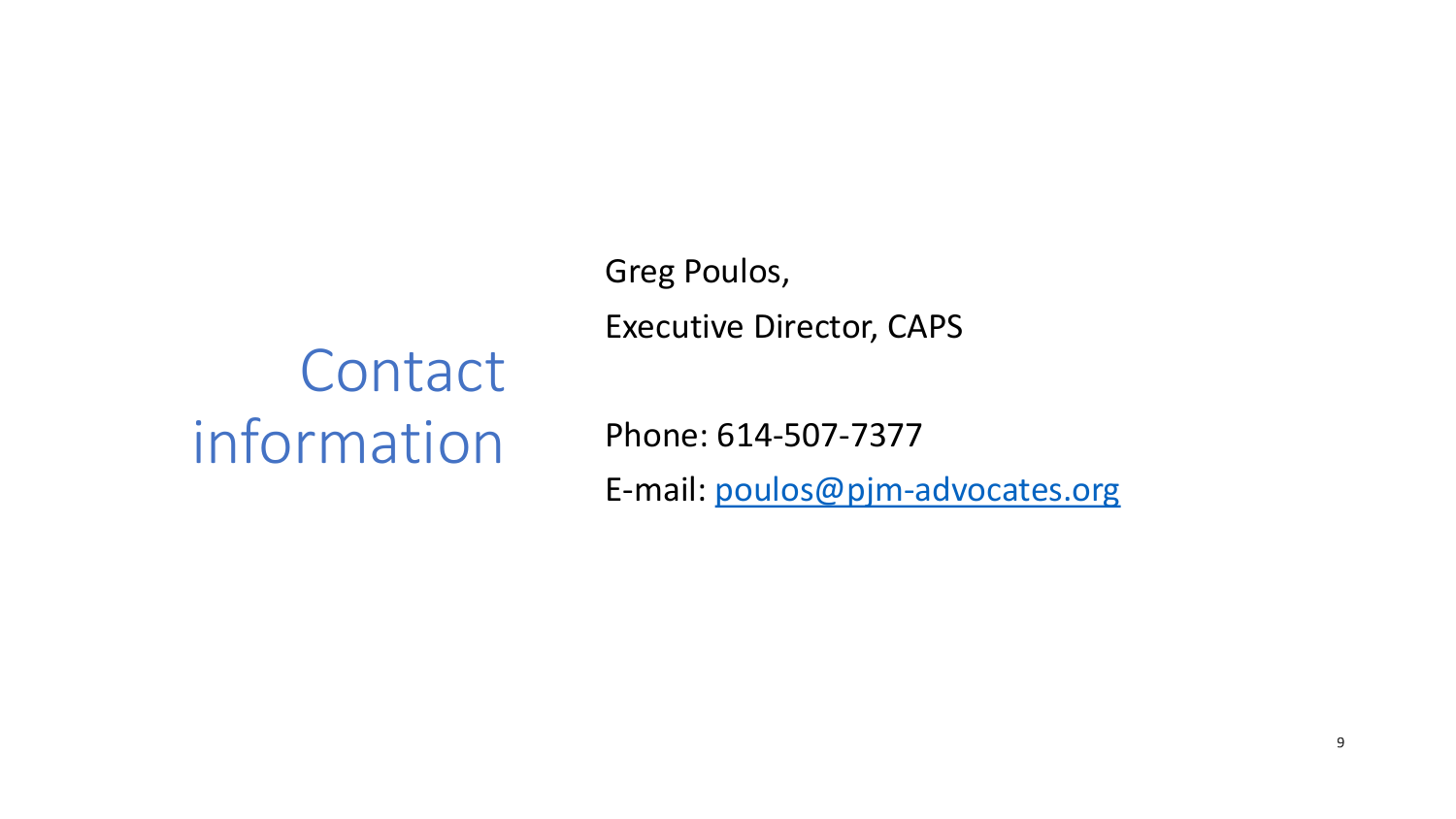# Contact information

Greg Poulos,

Executive Director, CAPS

Phone: 614-507-7377

E-mail: [poulos@pjm-advocates.org](mailto:poulos@pjm-advocates.org)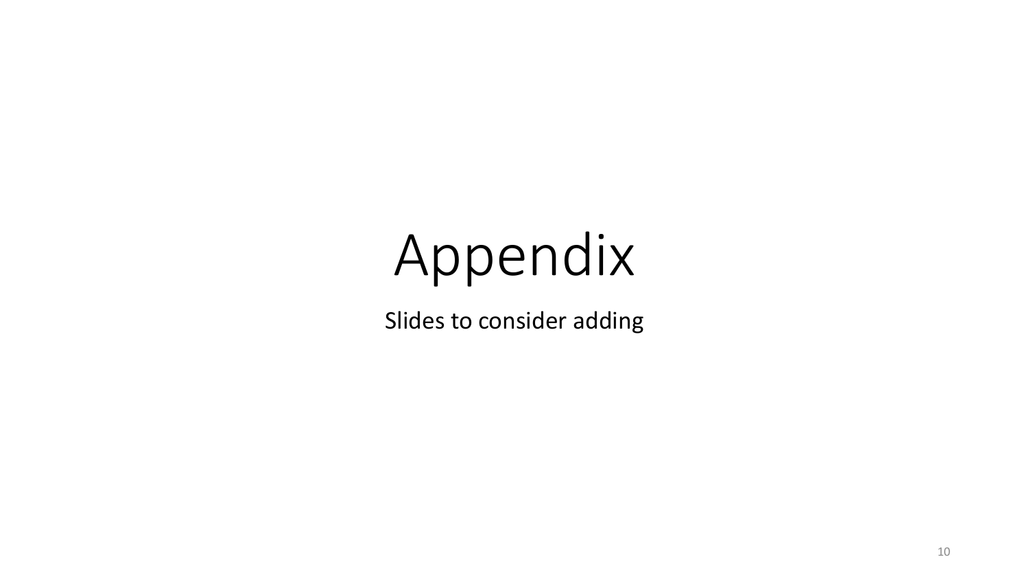# Appendix

Slides to consider adding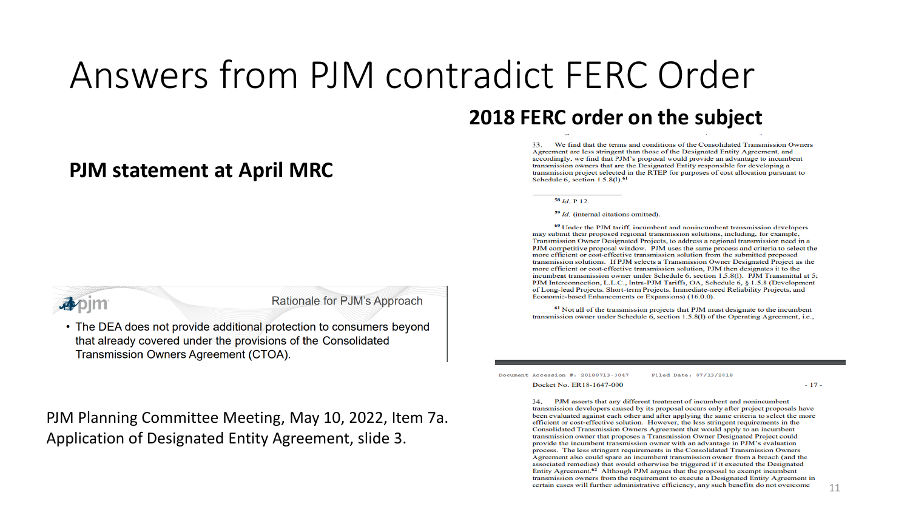# Answers from PJM contradict FERC Order

## PJM statement at April MRC

**Rationale for PJM's Approach**

- The DEA does not provide additional protection to consumers beyond that already covered under the provisions of the Consolidated Transmission Owners Agreement (CTOA).

PJM Planning Committee Meeting, May 10, 2022, Item 7a. Application of Designated Entity Agreement, slide 3.

## 2018 FERC order on the subject

33. We find that the terms and conditions of the Consolidated Transmission Owners Agreement are less stringent than those of the Designated Entity Agreement, and accordingly, we find that PJM's proposal would provide an advantage to incumbent transmission owners that are the Designated Entity responsible for developing a transmission project selected in the RTEP for purposes of cost allocation pursuant to Schedule 6, section 1.5.8(l).[61]

[58] *Id.* P 12.

[59] *Id.* (internal citations omitted).

[60] Under the PJM tariff, incumbent and nonincumbent transmission developers may submit their proposed regional transmission solutions, including, for example, Transmission Owner Designated Projects, to address a regional transmission need in a PJM competitive proposal window. PJM uses the same process and criteria to select the more efficient or cost-effective transmission solution from the submitted proposed transmission solutions. If PJM selects a Transmission Owner Designated Project as the more efficient or cost-effective transmission solution, PJM then designates it to the incumbent transmission owner under Schedule 6, section 1.5.8(l). PJM Transmittal at 5; PJM Interconnection, L.L.C., Intra-PJM Tariffs, OA, Schedule 6, § 1.5.8 (Development of Long-lead Projects, Short-term Projects, Immediate-need Reliability Projects, and Economic-based Enhancements or Expansions) (16.0.0).

[61] Not all of the transmission projects that PJM must designate to the incumbent transmission owner under Schedule 6, section 1.5.8(l) of the Operating Agreement, i.e.,

Document Accession #: 20180713-3047 Filed Date: 07/13/2018

Docket No. ER18-1647-000 - 17 -

34. PJM asserts that any different treatment of incumbent and nonincumbent transmission developers caused by its proposal occurs only after project proposals have been evaluated against each other and after applying the same criteria to select the more efficient or cost-effective solution. However, the less stringent requirements in the Consolidated Transmission Owners Agreement that would apply to an incumbent transmission owner that proposes a Transmission Owner Designated Project could provide the incumbent transmission owner with an advantage in PJM's evaluation process. The less stringent requirements in the Consolidated Transmission Owners Agreement also could spare an incumbent transmission owner from a breach (and the associated remedies) that would otherwise be triggered if it executed the Designated Entity Agreement.[62] Although PJM argues that the proposal to exempt incumbent transmission owners from the requirement to execute a Designated Entity Agreement in certain cases will further administrative efficiency, any such benefits do not overcome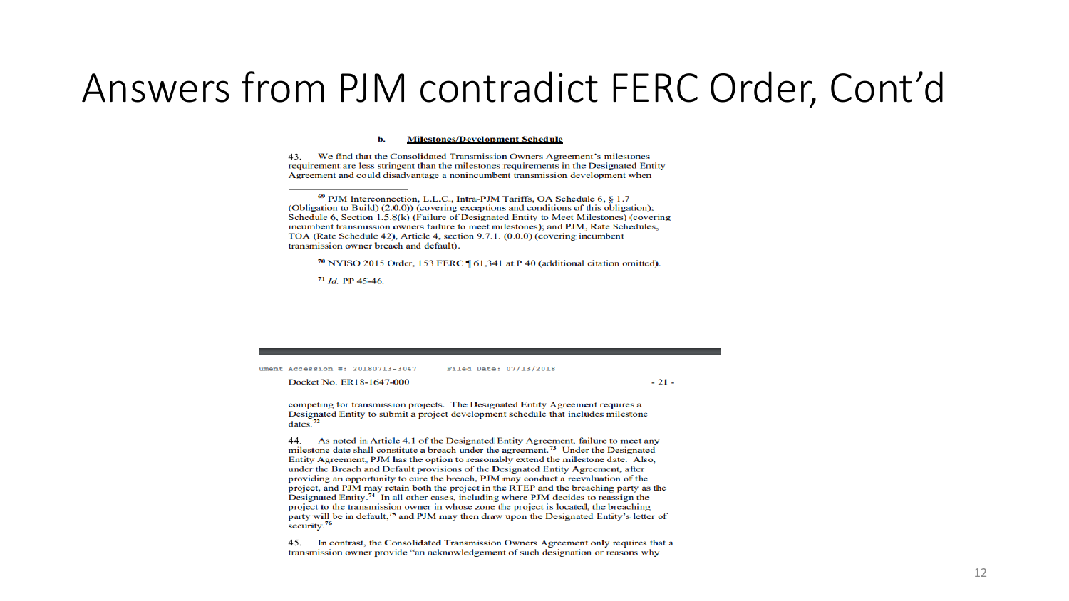# Answers from PJM contradict FERC Order, Cont'd

**b. Milestones/Development Schedule**

43. We find that the Consolidated Transmission Owners Agreement's milestones requirement are less stringent than the milestones requirements in the Designated Entity Agreement and could disadvantage a nonincumbent transmission development when

[69] PJM Interconnection, L.L.C., Intra-PJM Tariffs, OA Schedule 6, § 1.7 (Obligation to Build) (2.0.0)) (covering exceptions and conditions of this obligation); Schedule 6, Section 1.5.8(k) (Failure of Designated Entity to Meet Milestones) (covering incumbent transmission owners failure to meet milestones); and PJM, Rate Schedules, TOA (Rate Schedule 42), Article 4, section 9.7.1. (0.0.0) (covering incumbent transmission owner breach and default).

[70] NYISO 2015 Order, 153 FERC ¶ 61,341 at P 40 (additional citation omitted).

[71] *Id.* PP 45-46.

ument Accession #: 20180713-3047    Filed Date: 07/13/2018

Docket No. ER18-1647-000    - 21 -

competing for transmission projects. The Designated Entity Agreement requires a Designated Entity to submit a project development schedule that includes milestone dates.[72]

44. As noted in Article 4.1 of the Designated Entity Agreement, failure to meet any milestone date shall constitute a breach under the agreement.[73] Under the Designated Entity Agreement, PJM has the option to reasonably extend the milestone date. Also, under the Breach and Default provisions of the Designated Entity Agreement, after providing an opportunity to cure the breach, PJM may conduct a reevaluation of the project, and PJM may retain both the project in the RTEP and the breaching party as the Designated Entity.[74] In all other cases, including where PJM decides to reassign the project to the transmission owner in whose zone the project is located, the breaching party will be in default,[75] and PJM may then draw upon the Designated Entity's letter of security.[76]

45. In contrast, the Consolidated Transmission Owners Agreement only requires that a transmission owner provide "an acknowledgement of such designation or reasons why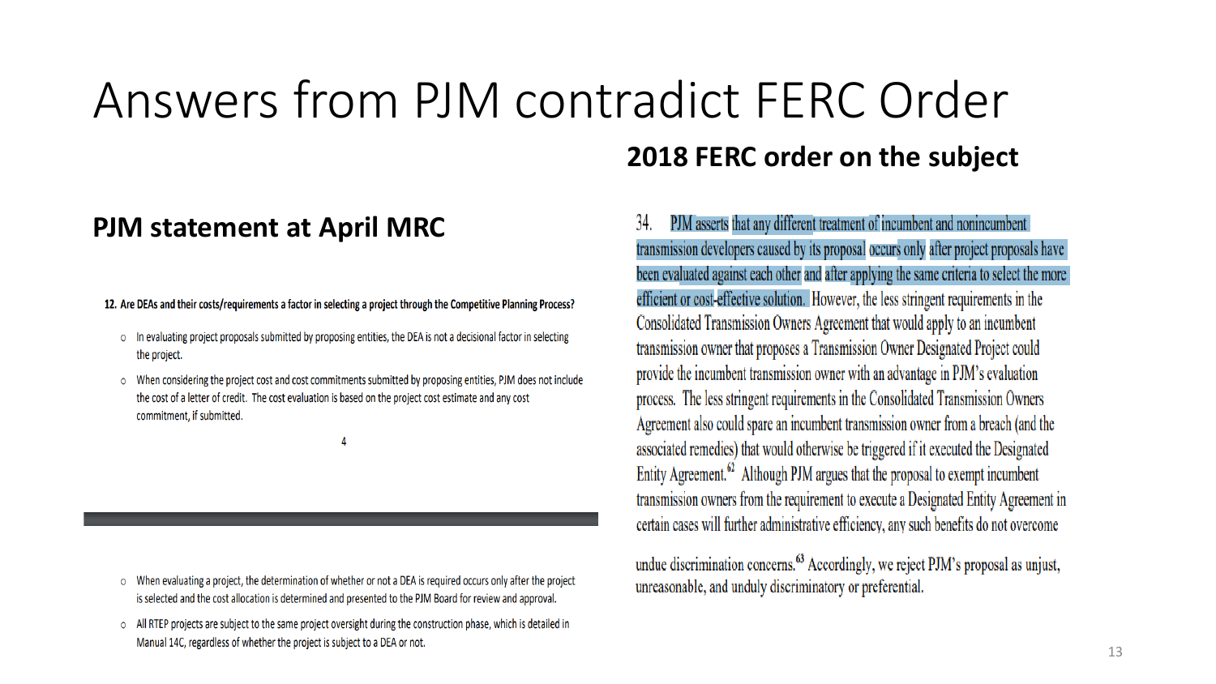# Answers from PJM contradict FERC Order

## PJM statement at April MRC

**12. Are DEAs and their costs/requirements a factor in selecting a project through the Competitive Planning Process?**

- In evaluating project proposals submitted by proposing entities, the DEA is not a decisional factor in selecting the project.
- When considering the project cost and cost commitments submitted by proposing entities, PJM does not include the cost of a letter of credit. The cost evaluation is based on the project cost estimate and any cost commitment, if submitted.

4

- When evaluating a project, the determination of whether or not a DEA is required occurs only after the project is selected and the cost allocation is determined and presented to the PJM Board for review and approval.
- All RTEP projects are subject to the same project oversight during the construction phase, which is detailed in Manual 14C, regardless of whether the project is subject to a DEA or not.

## 2018 FERC order on the subject

34. PJM asserts that any different treatment of incumbent and nonincumbent transmission developers caused by its proposal occurs only after project proposals have been evaluated against each other and after applying the same criteria to select the more efficient or cost-effective solution. However, the less stringent requirements in the Consolidated Transmission Owners Agreement that would apply to an incumbent transmission owner that proposes a Transmission Owner Designated Project could provide the incumbent transmission owner with an advantage in PJM's evaluation process. The less stringent requirements in the Consolidated Transmission Owners Agreement also could spare an incumbent transmission owner from a breach (and the associated remedies) that would otherwise be triggered if it executed the Designated Entity Agreement.[62] Although PJM argues that the proposal to exempt incumbent transmission owners from the requirement to execute a Designated Entity Agreement in certain cases will further administrative efficiency, any such benefits do not overcome undue discrimination concerns.[63] Accordingly, we reject PJM's proposal as unjust, unreasonable, and unduly discriminatory or preferential.